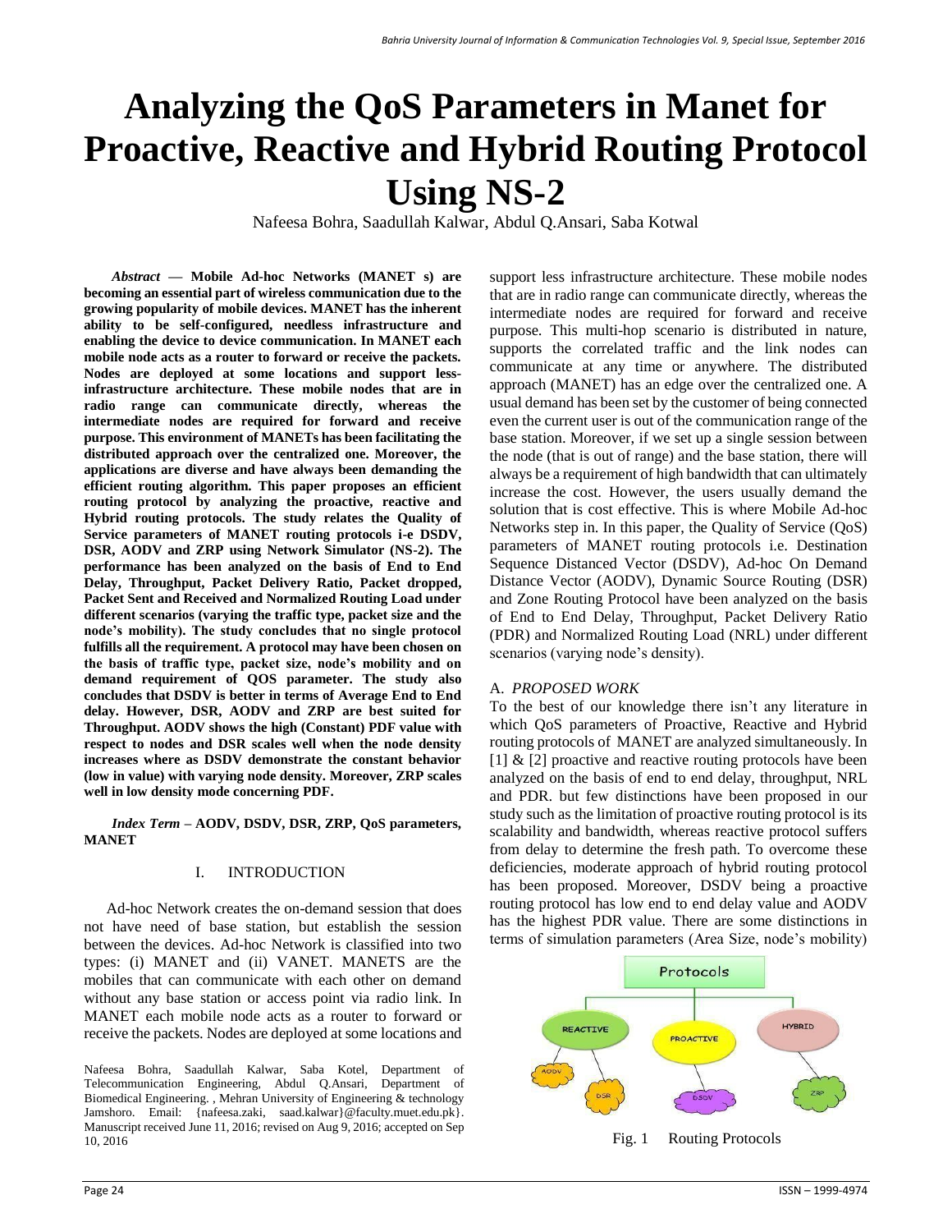# Analyzing the QoS Parameters in Manet for Proactive, Reactive and Hybrid Routing Protocol Using NS-2

Nafeesa Bohra, Saadullah Kalwar, Abdul Q.Ansari, Saba Kotwal

***Abstract* — Mobile Ad-hoc Networks (MANET s) are becoming an essential part of wireless communication due to the growing popularity of mobile devices. MANET has the inherent ability to be self-configured, needless infrastructure and enabling the device to device communication. In MANET each mobile node acts as a router to forward or receive the packets. Nodes are deployed at some locations and support less-infrastructure architecture. These mobile nodes that are in radio range can communicate directly, whereas the intermediate nodes are required for forward and receive purpose. This environment of MANETs has been facilitating the distributed approach over the centralized one. Moreover, the applications are diverse and have always been demanding the efficient routing algorithm. This paper proposes an efficient routing protocol by analyzing the proactive, reactive and Hybrid routing protocols. The study relates the Quality of Service parameters of MANET routing protocols i-e DSDV, DSR, AODV and ZRP using Network Simulator (NS-2). The performance has been analyzed on the basis of End to End Delay, Throughput, Packet Delivery Ratio, Packet dropped, Packet Sent and Received and Normalized Routing Load under different scenarios (varying the traffic type, packet size and the node's mobility). The study concludes that no single protocol fulfills all the requirement. A protocol may have been chosen on the basis of traffic type, packet size, node's mobility and on demand requirement of QOS parameter. The study also concludes that DSDV is better in terms of Average End to End delay. However, DSR, AODV and ZRP are best suited for Throughput. AODV shows the high (Constant) PDF value with respect to nodes and DSR scales well when the node density increases where as DSDV demonstrate the constant behavior (low in value) with varying node density. Moreover, ZRP scales well in low density mode concerning PDF.**

***Index Term* – AODV, DSDV, DSR, ZRP, QoS parameters, MANET**

## I. INTRODUCTION

Ad-hoc Network creates the on-demand session that does not have need of base station, but establish the session between the devices. Ad-hoc Network is classified into two types: (i) MANET and (ii) VANET. MANETS are the mobiles that can communicate with each other on demand without any base station or access point via radio link. In MANET each mobile node acts as a router to forward or receive the packets. Nodes are deployed at some locations and support less infrastructure architecture. These mobile nodes that are in radio range can communicate directly, whereas the intermediate nodes are required for forward and receive purpose. This multi-hop scenario is distributed in nature, supports the correlated traffic and the link nodes can communicate at any time or anywhere. The distributed approach (MANET) has an edge over the centralized one. A usual demand has been set by the customer of being connected even the current user is out of the communication range of the base station. Moreover, if we set up a single session between the node (that is out of range) and the base station, there will always be a requirement of high bandwidth that can ultimately increase the cost. However, the users usually demand the solution that is cost effective. This is where Mobile Ad-hoc Networks step in. In this paper, the Quality of Service (QoS) parameters of MANET routing protocols i.e. Destination Sequence Distanced Vector (DSDV), Ad-hoc On Demand Distance Vector (AODV), Dynamic Source Routing (DSR) and Zone Routing Protocol have been analyzed on the basis of End to End Delay, Throughput, Packet Delivery Ratio (PDR) and Normalized Routing Load (NRL) under different scenarios (varying node's density).

### A. *PROPOSED WORK*

To the best of our knowledge there isn't any literature in which QoS parameters of Proactive, Reactive and Hybrid routing protocols of MANET are analyzed simultaneously. In [1] & [2] proactive and reactive routing protocols have been analyzed on the basis of end to end delay, throughput, NRL and PDR. but few distinctions have been proposed in our study such as the limitation of proactive routing protocol is its scalability and bandwidth, whereas reactive protocol suffers from delay to determine the fresh path. To overcome these deficiencies, moderate approach of hybrid routing protocol has been proposed. Moreover, DSDV being a proactive routing protocol has low end to end delay value and AODV has the highest PDR value. There are some distinctions in terms of simulation parameters (Area Size, node's mobility)

Fig. 1 Routing Protocols

Nafeesa Bohra, Saadullah Kalwar, Saba Kotel, Department of Telecommunication Engineering, Abdul Q.Ansari, Department of Biomedical Engineering. , Mehran University of Engineering & technology Jamshoro. Email: {nafeesa.zaki, saad.kalwar}@faculty.muet.edu.pk}. Manuscript received June 11, 2016; revised on Aug 9, 2016; accepted on Sep 10, 2016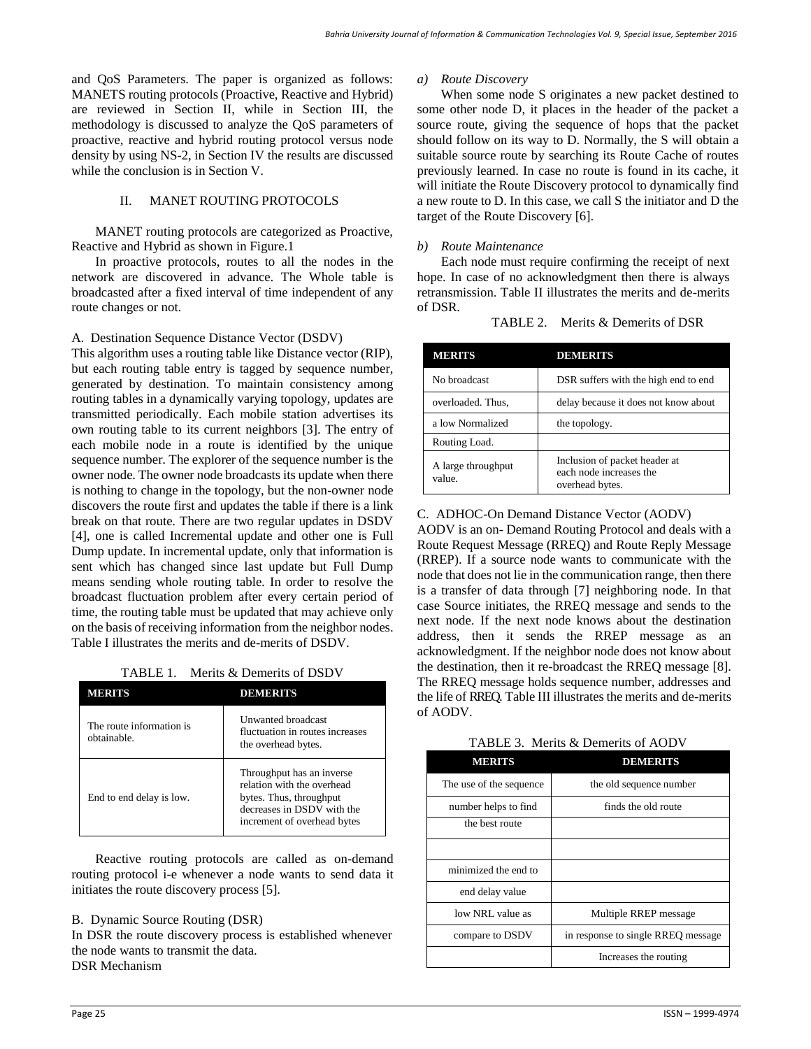and QoS Parameters. The paper is organized as follows: MANETS routing protocols (Proactive, Reactive and Hybrid) are reviewed in Section II, while in Section III, the methodology is discussed to analyze the QoS parameters of proactive, reactive and hybrid routing protocol versus node density by using NS-2, in Section IV the results are discussed while the conclusion is in Section V.

## II. MANET ROUTING PROTOCOLS

MANET routing protocols are categorized as Proactive, Reactive and Hybrid as shown in Figure.1

In proactive protocols, routes to all the nodes in the network are discovered in advance. The Whole table is broadcasted after a fixed interval of time independent of any route changes or not.

### A. Destination Sequence Distance Vector (DSDV)

This algorithm uses a routing table like Distance vector (RIP), but each routing table entry is tagged by sequence number, generated by destination. To maintain consistency among routing tables in a dynamically varying topology, updates are transmitted periodically. Each mobile station advertises its own routing table to its current neighbors [3]. The entry of each mobile node in a route is identified by the unique sequence number. The explorer of the sequence number is the owner node. The owner node broadcasts its update when there is nothing to change in the topology, but the non-owner node discovers the route first and updates the table if there is a link break on that route. There are two regular updates in DSDV [4], one is called Incremental update and other one is Full Dump update. In incremental update, only that information is sent which has changed since last update but Full Dump means sending whole routing table. In order to resolve the broadcast fluctuation problem after every certain period of time, the routing table must be updated that may achieve only on the basis of receiving information from the neighbor nodes. Table I illustrates the merits and de-merits of DSDV.

TABLE 1. Merits & Demerits of DSDV

| MERITS | DEMERITS |
|---|---|
| The route information is obtainable. | Unwanted broadcast fluctuation in routes increases the overhead bytes. |
| End to end delay is low. | Throughput has an inverse relation with the overhead bytes. Thus, throughput decreases in DSDV with the increment of overhead bytes |

Reactive routing protocols are called as on-demand routing protocol i-e whenever a node wants to send data it initiates the route discovery process [5].

### B. Dynamic Source Routing (DSR)

In DSR the route discovery process is established whenever the node wants to transmit the data.

DSR Mechanism

*a) Route Discovery*

When some node S originates a new packet destined to some other node D, it places in the header of the packet a source route, giving the sequence of hops that the packet should follow on its way to D. Normally, the S will obtain a suitable source route by searching its Route Cache of routes previously learned. In case no route is found in its cache, it will initiate the Route Discovery protocol to dynamically find a new route to D. In this case, we call S the initiator and D the target of the Route Discovery [6].

*b) Route Maintenance*

Each node must require confirming the receipt of next hope. In case of no acknowledgment then there is always retransmission. Table II illustrates the merits and de-merits of DSR.

TABLE 2. Merits & Demerits of DSR

| MERITS | DEMERITS |
|---|---|
| No broadcast | DSR suffers with the high end to end |
| overloaded. Thus, | delay because it does not know about |
| a low Normalized | the topology. |
| Routing Load. | |
| A large throughput value. | Inclusion of packet header at each node increases the overhead bytes. |

### C. ADHOC-On Demand Distance Vector (AODV)

AODV is an on- Demand Routing Protocol and deals with a Route Request Message (RREQ) and Route Reply Message (RREP). If a source node wants to communicate with the node that does not lie in the communication range, then there is a transfer of data through [7] neighboring node. In that case Source initiates, the RREQ message and sends to the next node. If the next node knows about the destination address, then it sends the RREP message as an acknowledgment. If the neighbor node does not know about the destination, then it re-broadcast the RREQ message [8]. The RREQ message holds sequence number, addresses and the life of RREQ. Table III illustrates the merits and de-merits of AODV.

TABLE 3. Merits & Demerits of AODV

| MERITS | DEMERITS |
|---|---|
| The use of the sequence | the old sequence number |
| number helps to find | finds the old route |
| the best route | |
| | |
| minimized the end to | |
| end delay value | |
| low NRL value as | Multiple RREP message |
| compare to DSDV | in response to single RREQ message |
| | Increases the routing |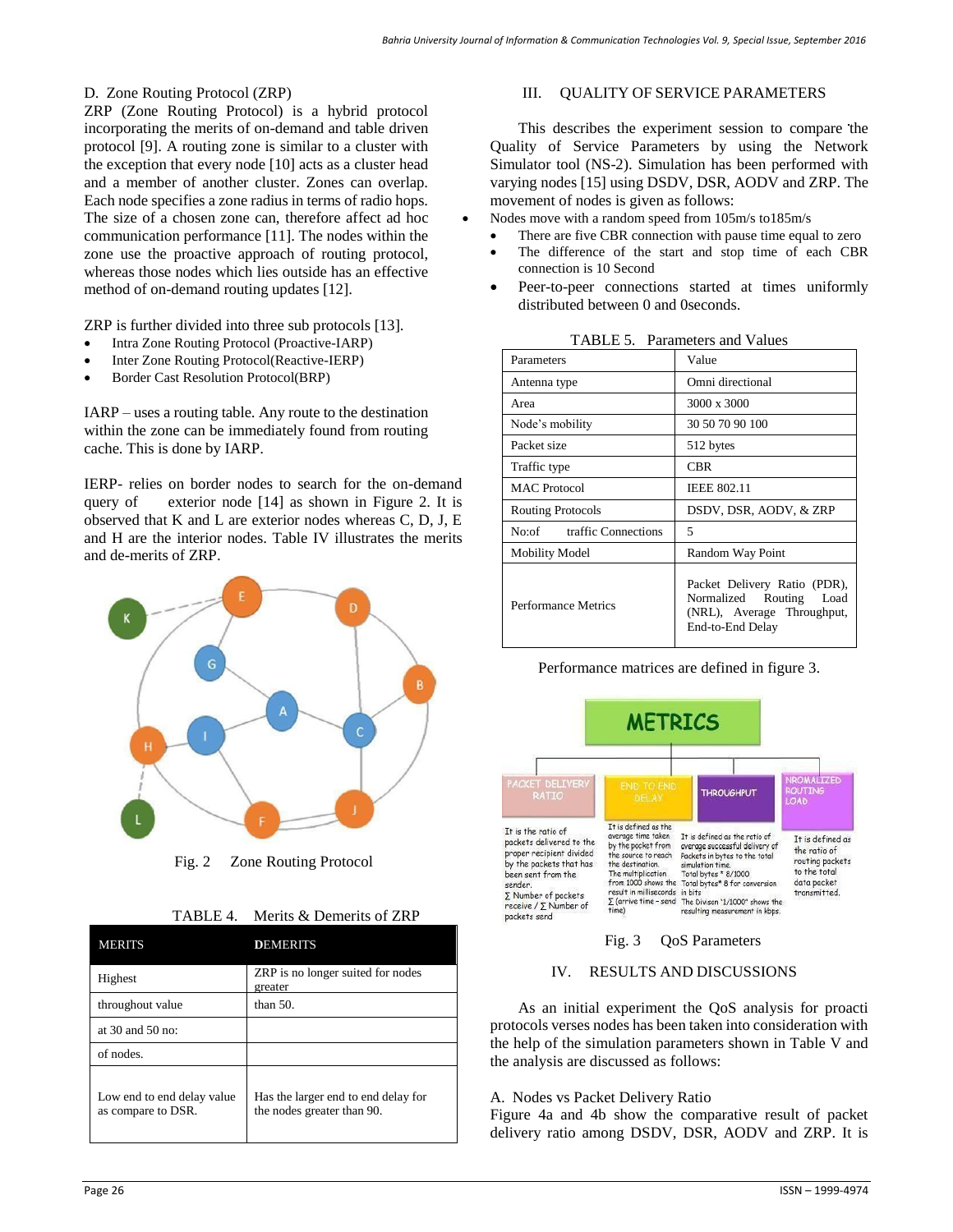### D. Zone Routing Protocol (ZRP)

ZRP (Zone Routing Protocol) is a hybrid protocol incorporating the merits of on-demand and table driven protocol [9]. A routing zone is similar to a cluster with the exception that every node [10] acts as a cluster head and a member of another cluster. Zones can overlap. Each node specifies a zone radius in terms of radio hops. The size of a chosen zone can, therefore affect ad hoc communication performance [11]. The nodes within the zone use the proactive approach of routing protocol, whereas those nodes which lies outside has an effective method of on-demand routing updates [12].

ZRP is further divided into three sub protocols [13].

- Intra Zone Routing Protocol (Proactive-IARP)
- Inter Zone Routing Protocol(Reactive-IERP)
- Border Cast Resolution Protocol(BRP)

IARP – uses a routing table. Any route to the destination within the zone can be immediately found from routing cache. This is done by IARP.

IERP- relies on border nodes to search for the on-demand query of exterior node [14] as shown in Figure 2. It is observed that K and L are exterior nodes whereas C, D, J, E and H are the interior nodes. Table IV illustrates the merits and de-merits of ZRP.

Fig. 2 Zone Routing Protocol

TABLE 4. Merits & Demerits of ZRP

| MERITS | DEMERITS |
|---|---|
| Highest | ZRP is no longer suited for nodes greater |
| throughout value | than 50. |
| at 30 and 50 no: | |
| of nodes. | |
| Low end to end delay value as compare to DSR. | Has the larger end to end delay for the nodes greater than 90. |

## III. QUALITY OF SERVICE PARAMETERS

This describes the experiment session to compare the Quality of Service Parameters by using the Network Simulator tool (NS-2). Simulation has been performed with varying nodes [15] using DSDV, DSR, AODV and ZRP. The movement of nodes is given as follows:

- Nodes move with a random speed from 105m/s to185m/s
- There are five CBR connection with pause time equal to zero
- The difference of the start and stop time of each CBR connection is 10 Second
- Peer-to-peer connections started at times uniformly distributed between 0 and 0seconds.

TABLE 5. Parameters and Values

| Parameters | Value |
|---|---|
| Antenna type | Omni directional |
| Area | 3000 x 3000 |
| Node's mobility | 30 50 70 90 100 |
| Packet size | 512 bytes |
| Traffic type | CBR |
| MAC Protocol | IEEE 802.11 |
| Routing Protocols | DSDV, DSR, AODV, & ZRP |
| No:of traffic Connections | 5 |
| Mobility Model | Random Way Point |
| Performance Metrics | Packet Delivery Ratio (PDR), Normalized Routing Load (NRL), Average Throughput, End-to-End Delay |

Performance matrices are defined in figure 3.

Fig. 3 QoS Parameters

## IV. RESULTS AND DISCUSSIONS

As an initial experiment the QoS analysis for proacti protocols verses nodes has been taken into consideration with the help of the simulation parameters shown in Table V and the analysis are discussed as follows:

### A. Nodes vs Packet Delivery Ratio

Figure 4a and 4b show the comparative result of packet delivery ratio among DSDV, DSR, AODV and ZRP. It is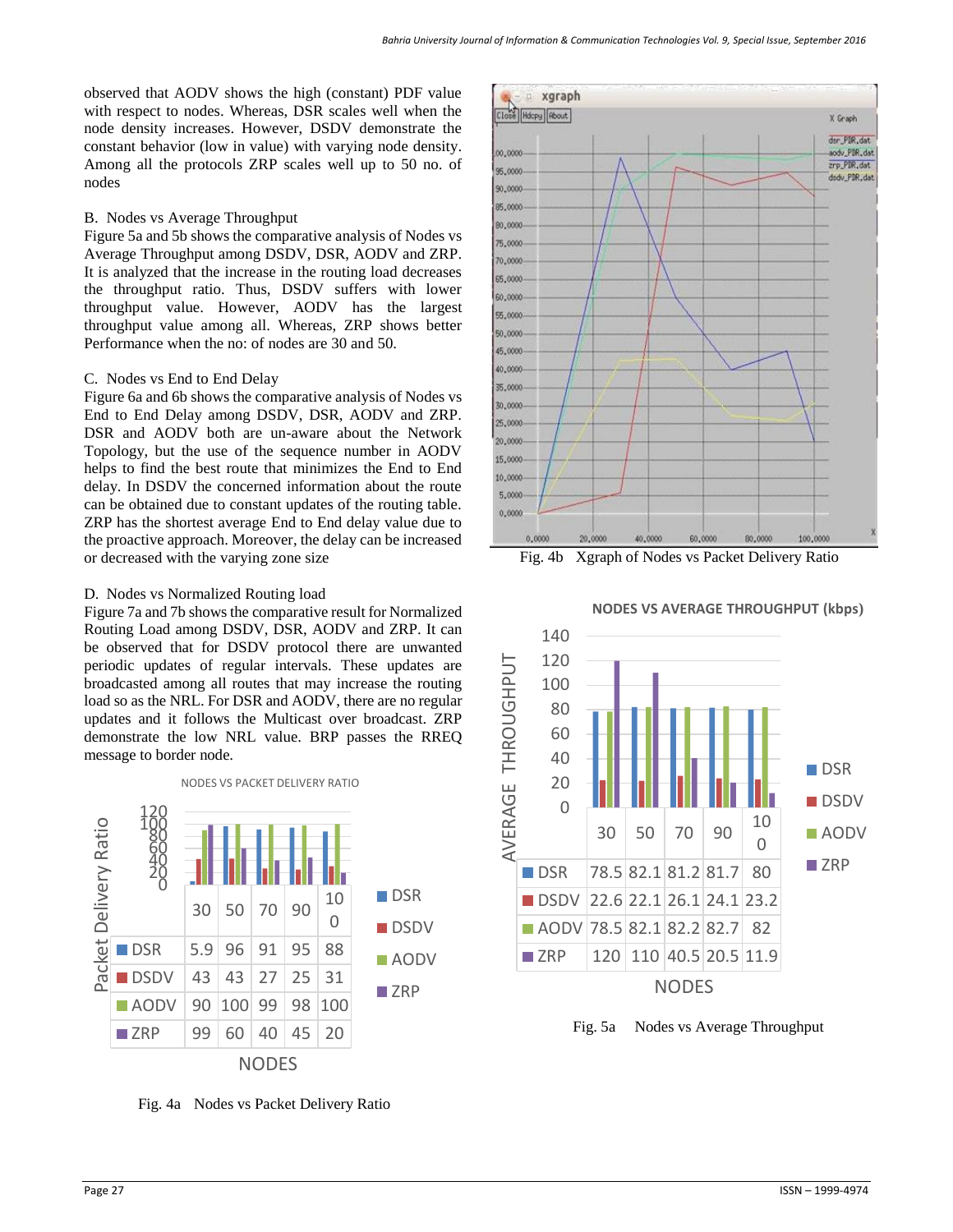observed that AODV shows the high (constant) PDF value with respect to nodes. Whereas, DSR scales well when the node density increases. However, DSDV demonstrate the constant behavior (low in value) with varying node density. Among all the protocols ZRP scales well up to 50 no. of nodes

B. Nodes vs Average Throughput

Figure 5a and 5b shows the comparative analysis of Nodes vs Average Throughput among DSDV, DSR, AODV and ZRP. It is analyzed that the increase in the routing load decreases the throughput ratio. Thus, DSDV suffers with lower throughput value. However, AODV has the largest throughput value among all. Whereas, ZRP shows better Performance when the no: of nodes are 30 and 50.

C. Nodes vs End to End Delay

Figure 6a and 6b shows the comparative analysis of Nodes vs End to End Delay among DSDV, DSR, AODV and ZRP. DSR and AODV both are un-aware about the Network Topology, but the use of the sequence number in AODV helps to find the best route that minimizes the End to End delay. In DSDV the concerned information about the route can be obtained due to constant updates of the routing table. ZRP has the shortest average End to End delay value due to the proactive approach. Moreover, the delay can be increased or decreased with the varying zone size

D. Nodes vs Normalized Routing load

Figure 7a and 7b shows the comparative result for Normalized Routing Load among DSDV, DSR, AODV and ZRP. It can be observed that for DSDV protocol there are unwanted periodic updates of regular intervals. These updates are broadcasted among all routes that may increase the routing load so as the NRL. For DSR and AODV, there are no regular updates and it follows the Multicast over broadcast. ZRP demonstrate the low NRL value. BRP passes the RREQ message to border node.

NODES VS PACKET DELIVERY RATIO

| NODES | 30 | 50 | 70 | 90 | 100 |
|---|---|---|---|---|---|
| DSR | 5.9 | 96 | 91 | 95 | 88 |
| DSDV | 43 | 43 | 27 | 25 | 31 |
| AODV | 90 | 100 | 99 | 98 | 100 |
| ZRP | 99 | 60 | 40 | 45 | 20 |

Fig. 4a Nodes vs Packet Delivery Ratio

Fig. 4b Xgraph of Nodes vs Packet Delivery Ratio

NODES VS AVERAGE THROUGHPUT (kbps)

| NODES | 30 | 50 | 70 | 90 | 100 |
|---|---|---|---|---|---|
| DSR | 78.5 | 82.1 | 81.2 | 81.7 | 80 |
| DSDV | 22.6 | 22.1 | 26.1 | 24.1 | 23.2 |
| AODV | 78.5 | 82.1 | 82.2 | 82.7 | 82 |
| ZRP | 120 | 110 | 40.5 | 20.5 | 11.9 |

Fig. 5a Nodes vs Average Throughput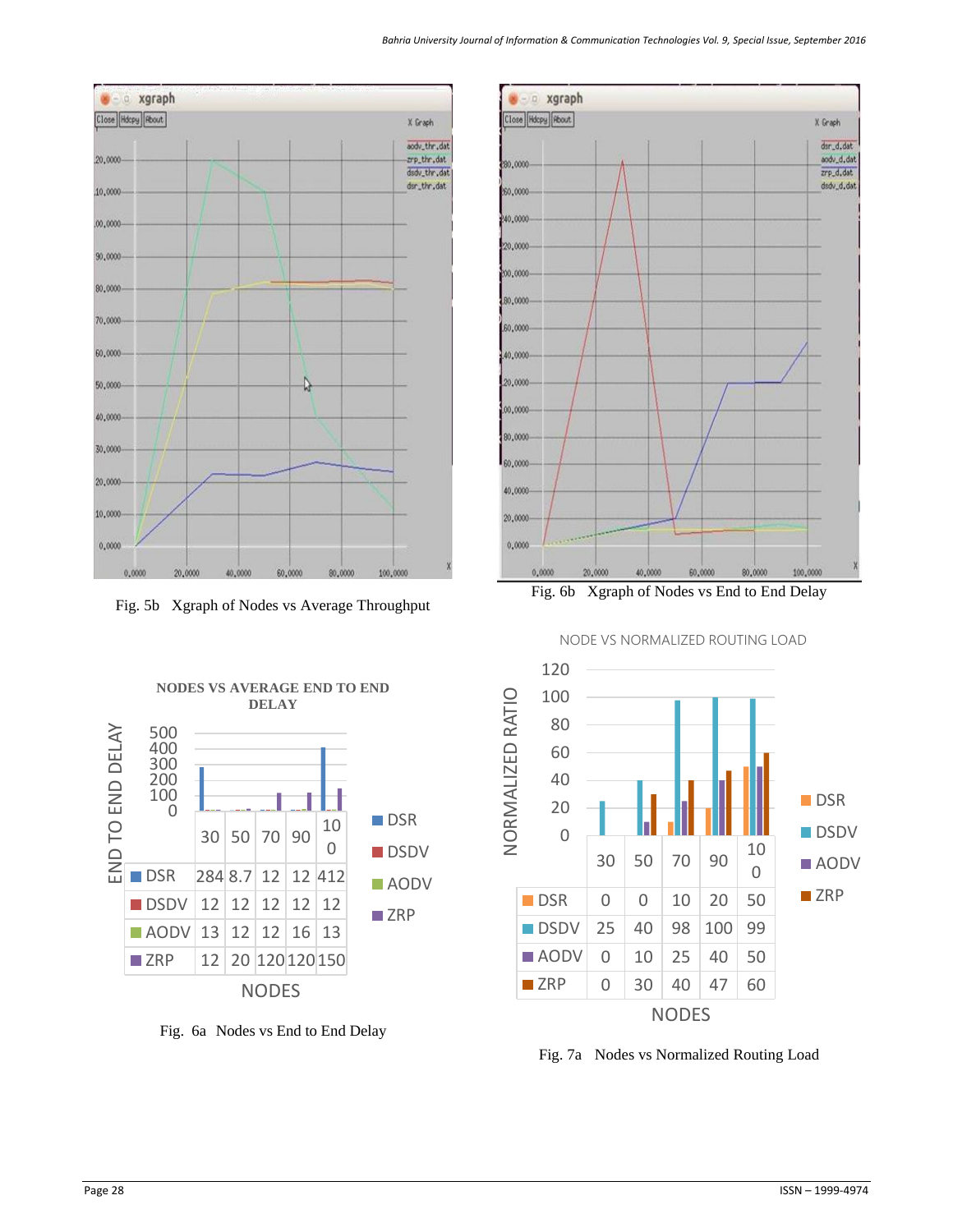Fig. 5b Xgraph of Nodes vs Average Throughput

Fig. 6b Xgraph of Nodes vs End to End Delay

**NODES VS AVERAGE END TO END DELAY**

| | 30 | 50 | 70 | 90 | 100 |
|---|---|---|---|---|---|
| DSR | 284 | 8.7 | 12 | 12 | 412 |
| DSDV | 12 | 12 | 12 | 12 | 12 |
| AODV | 13 | 12 | 12 | 16 | 13 |
| ZRP | 12 | 20 | 120 | 120 | 150 |

Fig. 6a Nodes vs End to End Delay

NODE VS NORMALIZED ROUTING LOAD

| | 30 | 50 | 70 | 90 | 100 |
|---|---|---|---|---|---|
| DSR | 0 | 0 | 10 | 20 | 50 |
| DSDV | 25 | 40 | 98 | 100 | 99 |
| AODV | 0 | 10 | 25 | 40 | 50 |
| ZRP | 0 | 30 | 40 | 47 | 60 |

Fig. 7a Nodes vs Normalized Routing Load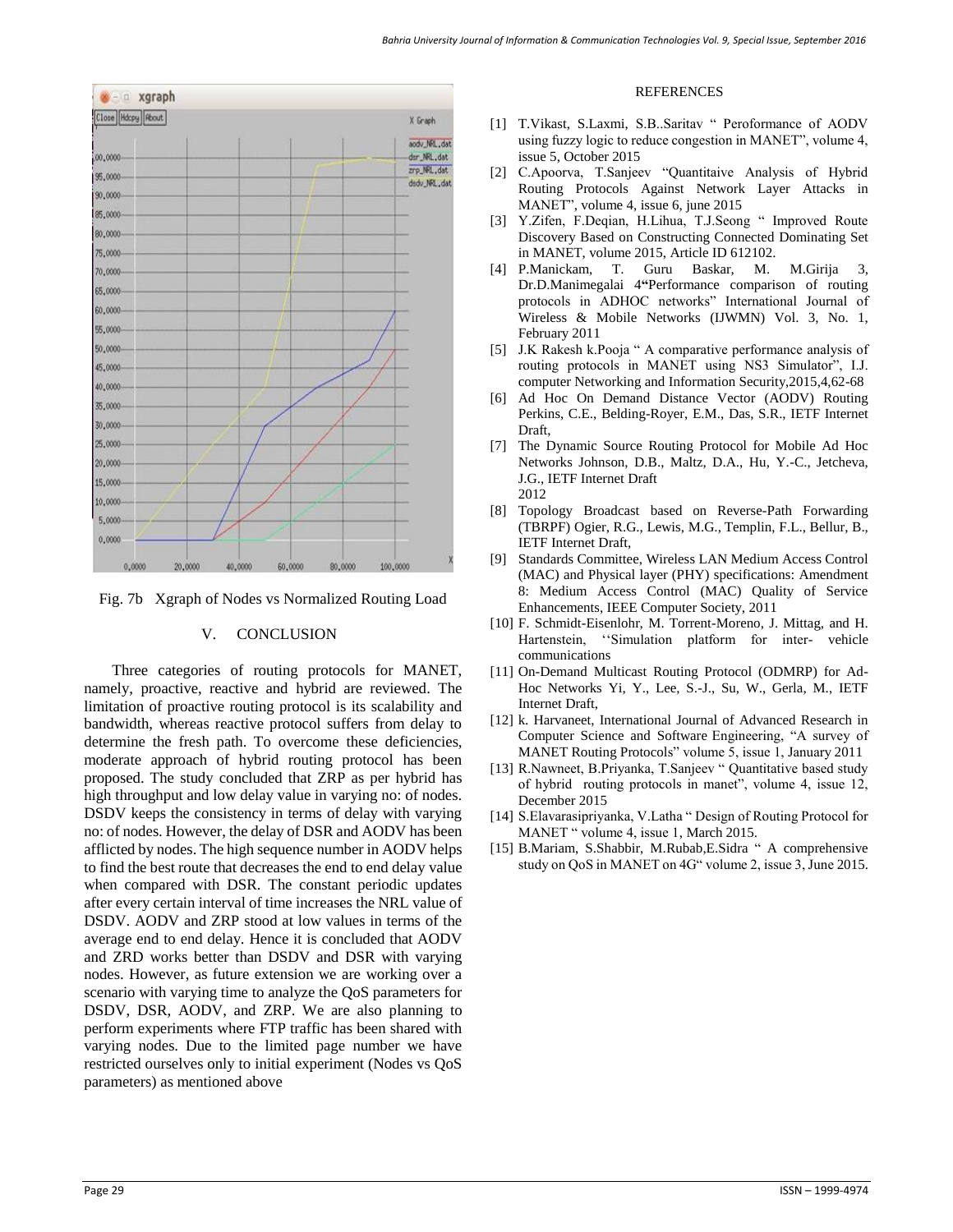xgraph

Close Hdcpy About

X Graph

aodv_NRL.dat
dsr_NRL.dat
zrp_NRL.dat
dsdv_NRL.dat

100,0000
95,0000
90,0000
85,0000
80,0000
75,0000
70,0000
65,0000
60,0000
55,0000
50,0000
45,0000
40,0000
35,0000
30,0000
25,0000
20,0000
15,0000
10,0000
5,0000
0,0000

0,0000 20,0000 40,0000 60,0000 80,0000 100,0000

X

Fig. 7b Xgraph of Nodes vs Normalized Routing Load

## V. CONCLUSION

Three categories of routing protocols for MANET, namely, proactive, reactive and hybrid are reviewed. The limitation of proactive routing protocol is its scalability and bandwidth, whereas reactive protocol suffers from delay to determine the fresh path. To overcome these deficiencies, moderate approach of hybrid routing protocol has been proposed. The study concluded that ZRP as per hybrid has high throughput and low delay value in varying no: of nodes. DSDV keeps the consistency in terms of delay with varying no: of nodes. However, the delay of DSR and AODV has been afflicted by nodes. The high sequence number in AODV helps to find the best route that decreases the end to end delay value when compared with DSR. The constant periodic updates after every certain interval of time increases the NRL value of DSDV. AODV and ZRP stood at low values in terms of the average end to end delay. Hence it is concluded that AODV and ZRD works better than DSDV and DSR with varying nodes. However, as future extension we are working over a scenario with varying time to analyze the QoS parameters for DSDV, DSR, AODV, and ZRP. We are also planning to perform experiments where FTP traffic has been shared with varying nodes. Due to the limited page number we have restricted ourselves only to initial experiment (Nodes vs QoS parameters) as mentioned above

## REFERENCES

[1] T.Vikast, S.Laxmi, S.B..Saritav " Peroformance of AODV using fuzzy logic to reduce congestion in MANET", volume 4, issue 5, October 2015

[2] C.Apoorva, T.Sanjeev "Quantitaive Analysis of Hybrid Routing Protocols Against Network Layer Attacks in MANET", volume 4, issue 6, june 2015

[3] Y.Zifen, F.Deqian, H.Lihua, T.J.Seong " Improved Route Discovery Based on Constructing Connected Dominating Set in MANET, volume 2015, Article ID 612102.

[4] P.Manickam, T. Guru Baskar, M. M.Girija 3, Dr.D.Manimegalai 4**"**Performance comparison of routing protocols in ADHOC networks" International Journal of Wireless & Mobile Networks (IJWMN) Vol. 3, No. 1, February 2011

[5] J.K Rakesh k.Pooja " A comparative performance analysis of routing protocols in MANET using NS3 Simulator", I.J. computer Networking and Information Security,2015,4,62-68

[6] Ad Hoc On Demand Distance Vector (AODV) Routing Perkins, C.E., Belding-Royer, E.M., Das, S.R., IETF Internet Draft,

[7] The Dynamic Source Routing Protocol for Mobile Ad Hoc Networks Johnson, D.B., Maltz, D.A., Hu, Y.-C., Jetcheva, J.G., IETF Internet Draft 2012

[8] Topology Broadcast based on Reverse-Path Forwarding (TBRPF) Ogier, R.G., Lewis, M.G., Templin, F.L., Bellur, B., IETF Internet Draft,

[9] Standards Committee, Wireless LAN Medium Access Control (MAC) and Physical layer (PHY) specifications: Amendment 8: Medium Access Control (MAC) Quality of Service Enhancements, IEEE Computer Society, 2011

[10] F. Schmidt-Eisenlohr, M. Torrent-Moreno, J. Mittag, and H. Hartenstein, ''Simulation platform for inter- vehicle communications

[11] On-Demand Multicast Routing Protocol (ODMRP) for Ad-Hoc Networks Yi, Y., Lee, S.-J., Su, W., Gerla, M., IETF Internet Draft,

[12] k. Harvaneet, International Journal of Advanced Research in Computer Science and Software Engineering, "A survey of MANET Routing Protocols" volume 5, issue 1, January 2011

[13] R.Nawneet, B.Priyanka, T.Sanjeev " Quantitative based study of hybrid routing protocols in manet", volume 4, issue 12, December 2015

[14] S.Elavarasipriyanka, V.Latha " Design of Routing Protocol for MANET " volume 4, issue 1, March 2015.

[15] B.Mariam, S.Shabbir, M.Rubab,E.Sidra " A comprehensive study on QoS in MANET on 4G" volume 2, issue 3, June 2015.